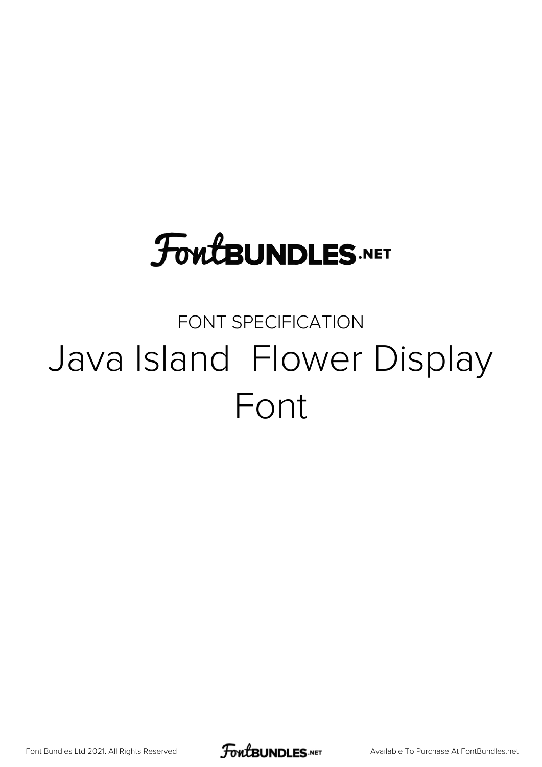FontBUNDLES.NET

FONT SPECIFICATION

# Java Island  Flower Display Font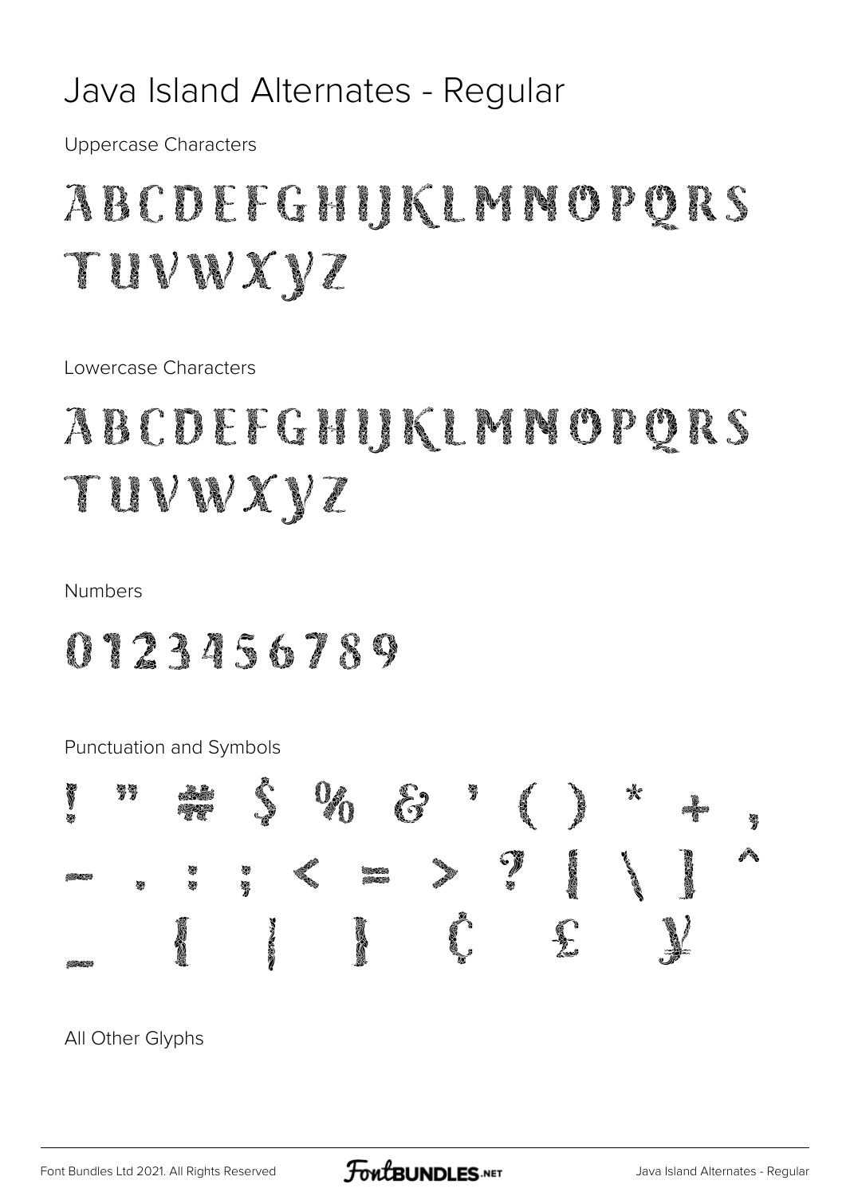# Java Island Alternates - Regular

Uppercase Characters

ABCDEFGHIJKLMNOPQRS
TUVWXYZ

Lowercase Characters

ABCDEFGHIJKLMNOPQRS
TUVWXYZ

Numbers

0123456789

Punctuation and Symbols

! " # $ % & ' ( ) * + ,
- . : ; < = > ? [ \ ] ^
_ { | } ¢ £ ¥

All Other Glyphs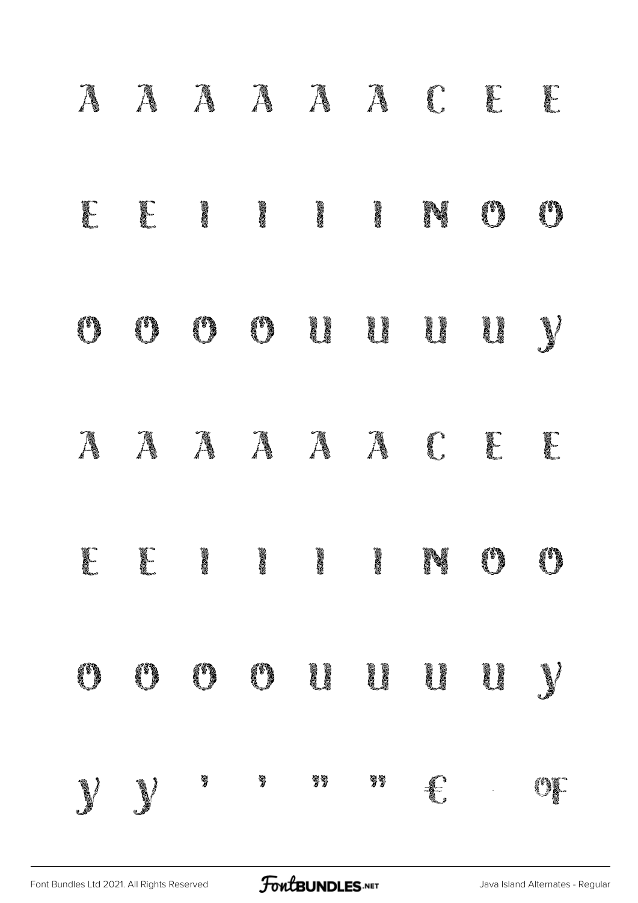A A A A A A C E E

E E I I I I N O O

O O O O U U U U Y

A A A A A A C E E

E E I I I I N O O

O O O O U U U U Y

Y Y ' ' " " € · OE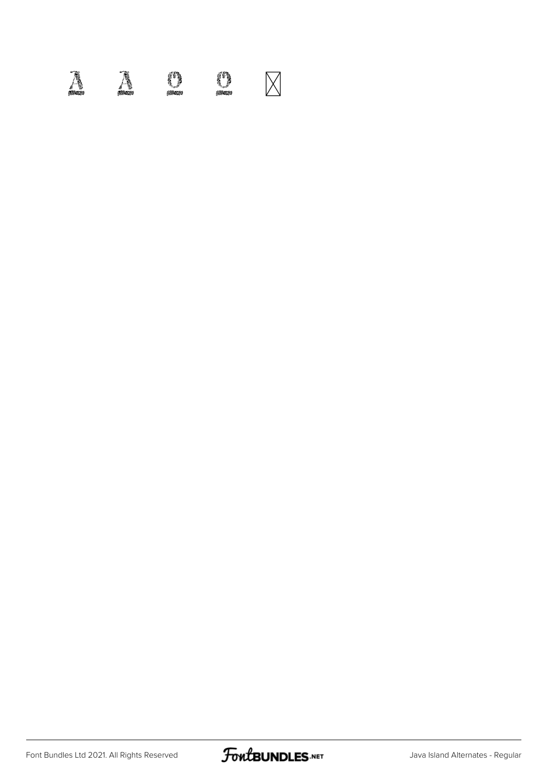A A O O ☒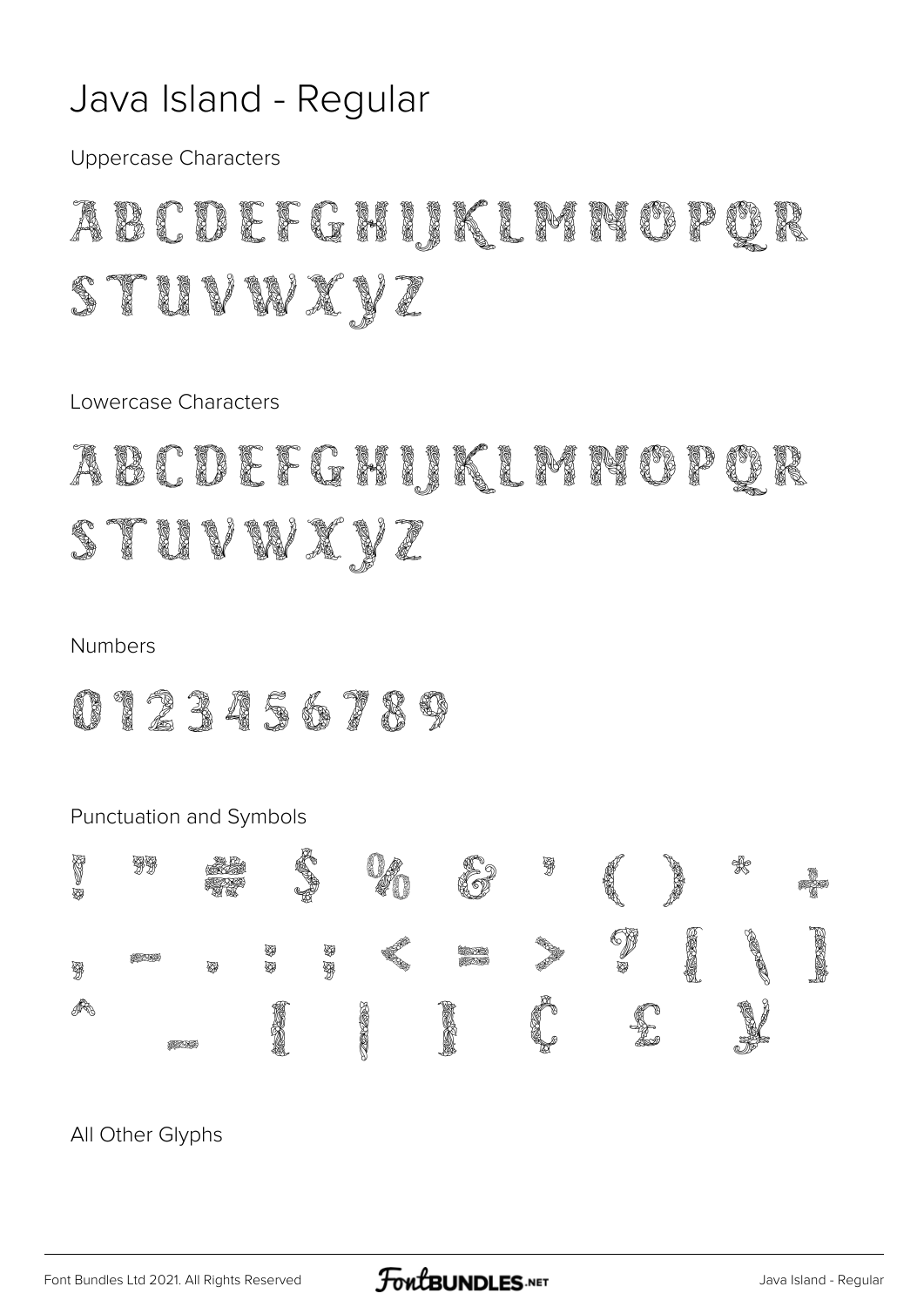# Java Island - Regular

Uppercase Characters

ABCDEFGHIJKLMNOPQR
STUVWXYZ

Lowercase Characters

ABCDEFGHIJKLMNOPQR
STUVWXYZ

Numbers

0123456789

Punctuation and Symbols

! " # $ % & ' ( ) * +
, - . : ; < = > ? [ \ ]
^ _ { | } ¢ £ ¥

All Other Glyphs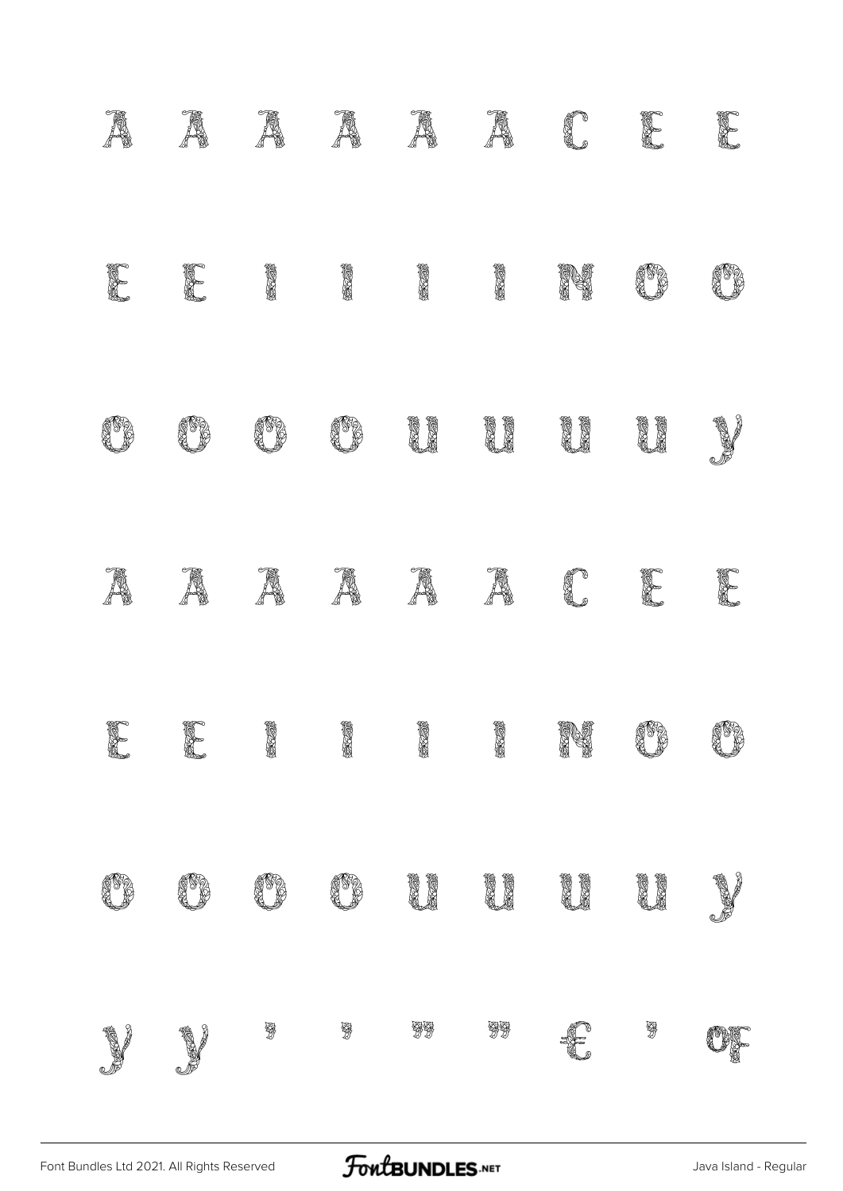A A A A A A C E E

E E I I I I N O O

O O O O U U U U Y

A A A A A A C E E

E E I I I I N O O

O O O O U U U U Y

Y Y ’ ’ ” ” € ’ OE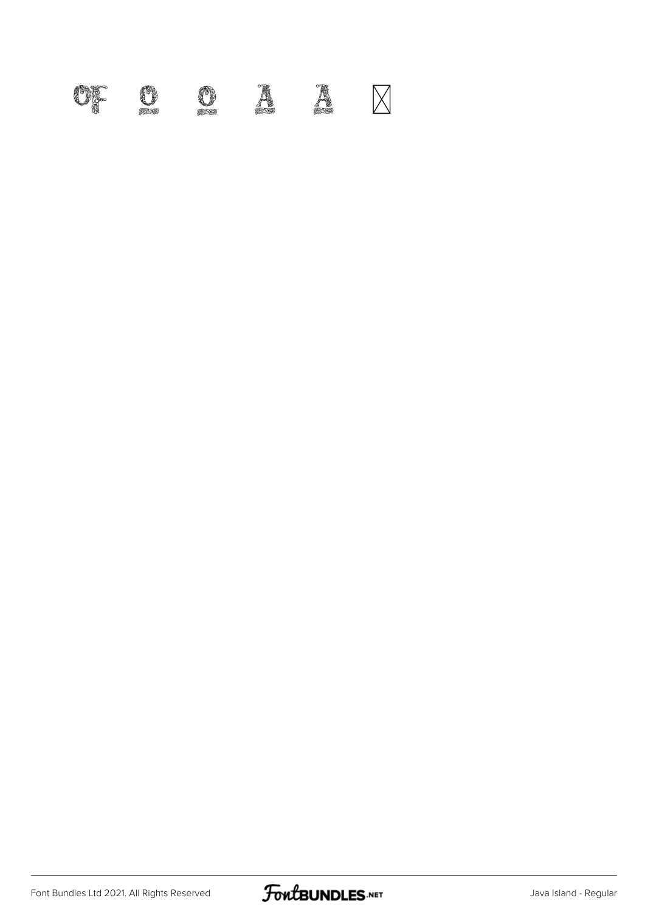OF O O A A ⊠